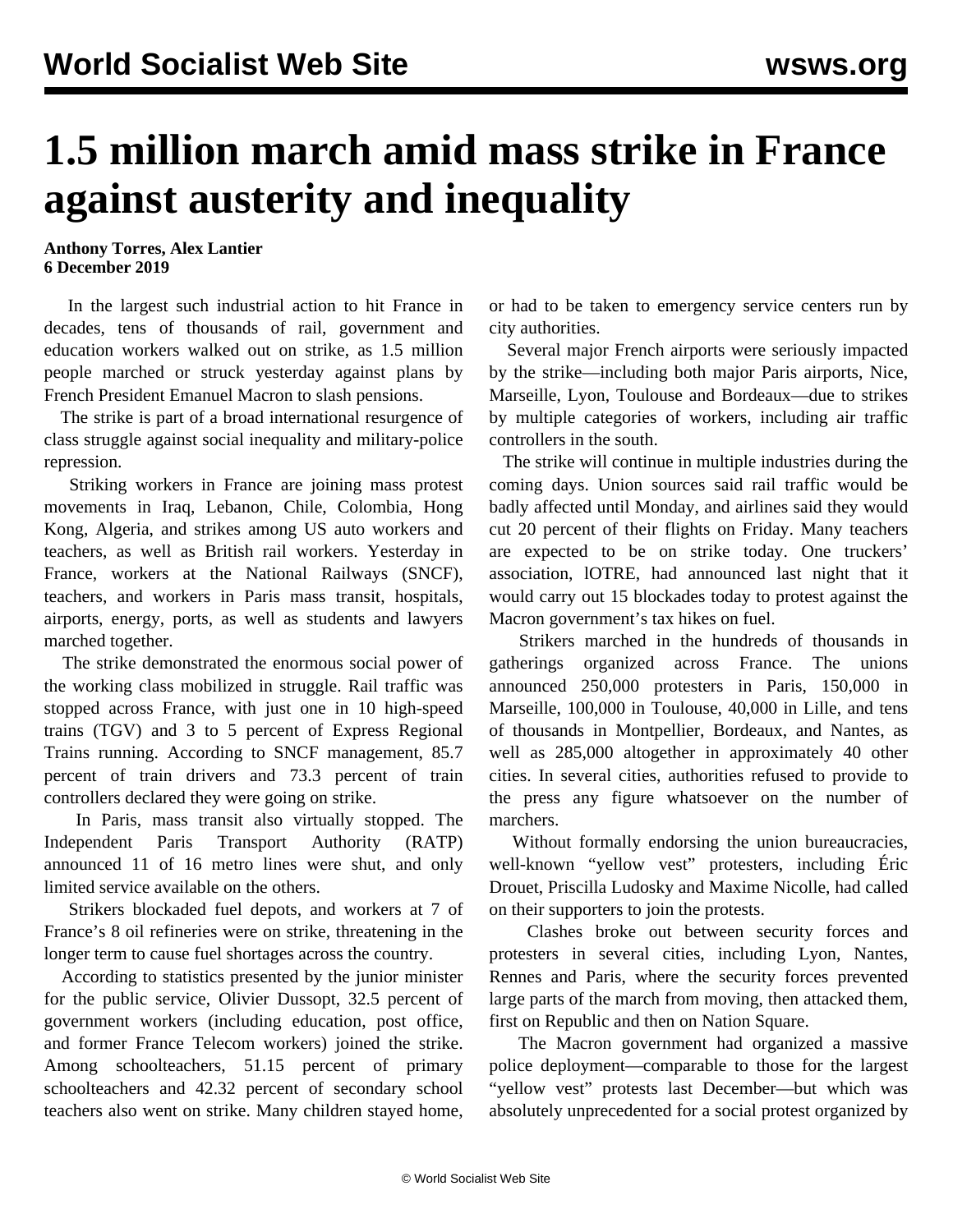# 1.5 million march amid mass strike in France against austerity and inequality

**Anthony Torres, Alex Lantier**
**6 December 2019**

In the largest such industrial action to hit France in decades, tens of thousands of rail, government and education workers walked out on strike, as 1.5 million people marched or struck yesterday against plans by French President Emanuel Macron to slash pensions.

The strike is part of a broad international resurgence of class struggle against social inequality and military-police repression.

Striking workers in France are joining mass protest movements in Iraq, Lebanon, Chile, Colombia, Hong Kong, Algeria, and strikes among US auto workers and teachers, as well as British rail workers. Yesterday in France, workers at the National Railways (SNCF), teachers, and workers in Paris mass transit, hospitals, airports, energy, ports, as well as students and lawyers marched together.

The strike demonstrated the enormous social power of the working class mobilized in struggle. Rail traffic was stopped across France, with just one in 10 high-speed trains (TGV) and 3 to 5 percent of Express Regional Trains running. According to SNCF management, 85.7 percent of train drivers and 73.3 percent of train controllers declared they were going on strike.

In Paris, mass transit also virtually stopped. The Independent Paris Transport Authority (RATP) announced 11 of 16 metro lines were shut, and only limited service available on the others.

Strikers blockaded fuel depots, and workers at 7 of France's 8 oil refineries were on strike, threatening in the longer term to cause fuel shortages across the country.

According to statistics presented by the junior minister for the public service, Olivier Dussopt, 32.5 percent of government workers (including education, post office, and former France Telecom workers) joined the strike. Among schoolteachers, 51.15 percent of primary schoolteachers and 42.32 percent of secondary school teachers also went on strike. Many children stayed home, or had to be taken to emergency service centers run by city authorities.

Several major French airports were seriously impacted by the strike—including both major Paris airports, Nice, Marseille, Lyon, Toulouse and Bordeaux—due to strikes by multiple categories of workers, including air traffic controllers in the south.

The strike will continue in multiple industries during the coming days. Union sources said rail traffic would be badly affected until Monday, and airlines said they would cut 20 percent of their flights on Friday. Many teachers are expected to be on strike today. One truckers' association, lOTRE, had announced last night that it would carry out 15 blockades today to protest against the Macron government's tax hikes on fuel.

Strikers marched in the hundreds of thousands in gatherings organized across France. The unions announced 250,000 protesters in Paris, 150,000 in Marseille, 100,000 in Toulouse, 40,000 in Lille, and tens of thousands in Montpellier, Bordeaux, and Nantes, as well as 285,000 altogether in approximately 40 other cities. In several cities, authorities refused to provide to the press any figure whatsoever on the number of marchers.

Without formally endorsing the union bureaucracies, well-known "yellow vest" protesters, including Éric Drouet, Priscilla Ludosky and Maxime Nicolle, had called on their supporters to join the protests.

Clashes broke out between security forces and protesters in several cities, including Lyon, Nantes, Rennes and Paris, where the security forces prevented large parts of the march from moving, then attacked them, first on Republic and then on Nation Square.

The Macron government had organized a massive police deployment—comparable to those for the largest "yellow vest" protests last December—but which was absolutely unprecedented for a social protest organized by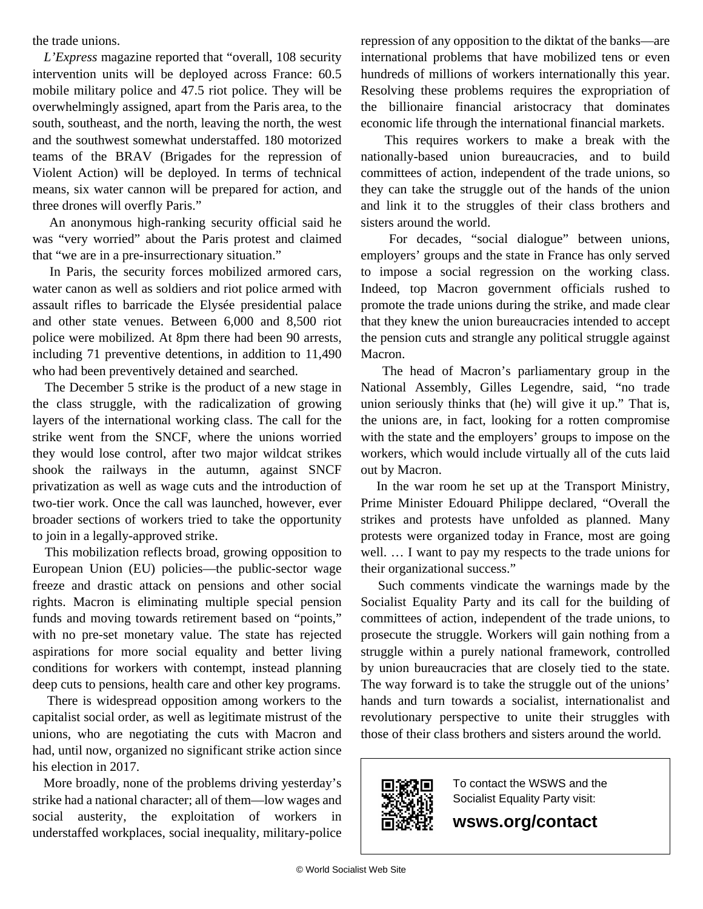the trade unions.

*L'Express* magazine reported that "overall, 108 security intervention units will be deployed across France: 60.5 mobile military police and 47.5 riot police. They will be overwhelmingly assigned, apart from the Paris area, to the south, southeast, and the north, leaving the north, the west and the southwest somewhat understaffed. 180 motorized teams of the BRAV (Brigades for the repression of Violent Action) will be deployed. In terms of technical means, six water cannon will be prepared for action, and three drones will overfly Paris."

An anonymous high-ranking security official said he was "very worried" about the Paris protest and claimed that "we are in a pre-insurrectionary situation."

In Paris, the security forces mobilized armored cars, water canon as well as soldiers and riot police armed with assault rifles to barricade the Elysée presidential palace and other state venues. Between 6,000 and 8,500 riot police were mobilized. At 8pm there had been 90 arrests, including 71 preventive detentions, in addition to 11,490 who had been preventively detained and searched.

The December 5 strike is the product of a new stage in the class struggle, with the radicalization of growing layers of the international working class. The call for the strike went from the SNCF, where the unions worried they would lose control, after two major wildcat strikes shook the railways in the autumn, against SNCF privatization as well as wage cuts and the introduction of two-tier work. Once the call was launched, however, ever broader sections of workers tried to take the opportunity to join in a legally-approved strike.

This mobilization reflects broad, growing opposition to European Union (EU) policies—the public-sector wage freeze and drastic attack on pensions and other social rights. Macron is eliminating multiple special pension funds and moving towards retirement based on "points," with no pre-set monetary value. The state has rejected aspirations for more social equality and better living conditions for workers with contempt, instead planning deep cuts to pensions, health care and other key programs.

There is widespread opposition among workers to the capitalist social order, as well as legitimate mistrust of the unions, who are negotiating the cuts with Macron and had, until now, organized no significant strike action since his election in 2017.

More broadly, none of the problems driving yesterday's strike had a national character; all of them—low wages and social austerity, the exploitation of workers in understaffed workplaces, social inequality, military-police repression of any opposition to the diktat of the banks—are international problems that have mobilized tens or even hundreds of millions of workers internationally this year. Resolving these problems requires the expropriation of the billionaire financial aristocracy that dominates economic life through the international financial markets.

This requires workers to make a break with the nationally-based union bureaucracies, and to build committees of action, independent of the trade unions, so they can take the struggle out of the hands of the union and link it to the struggles of their class brothers and sisters around the world.

For decades, "social dialogue" between unions, employers' groups and the state in France has only served to impose a social regression on the working class. Indeed, top Macron government officials rushed to promote the trade unions during the strike, and made clear that they knew the union bureaucracies intended to accept the pension cuts and strangle any political struggle against Macron.

The head of Macron's parliamentary group in the National Assembly, Gilles Legendre, said, "no trade union seriously thinks that (he) will give it up." That is, the unions are, in fact, looking for a rotten compromise with the state and the employers' groups to impose on the workers, which would include virtually all of the cuts laid out by Macron.

In the war room he set up at the Transport Ministry, Prime Minister Edouard Philippe declared, "Overall the strikes and protests have unfolded as planned. Many protests were organized today in France, most are going well. … I want to pay my respects to the trade unions for their organizational success."

Such comments vindicate the warnings made by the Socialist Equality Party and its call for the building of committees of action, independent of the trade unions, to prosecute the struggle. Workers will gain nothing from a struggle within a purely national framework, controlled by union bureaucracies that are closely tied to the state. The way forward is to take the struggle out of the unions' hands and turn towards a socialist, internationalist and revolutionary perspective to unite their struggles with those of their class brothers and sisters around the world.

To contact the WSWS and the Socialist Equality Party visit:

**wsws.org/contact**